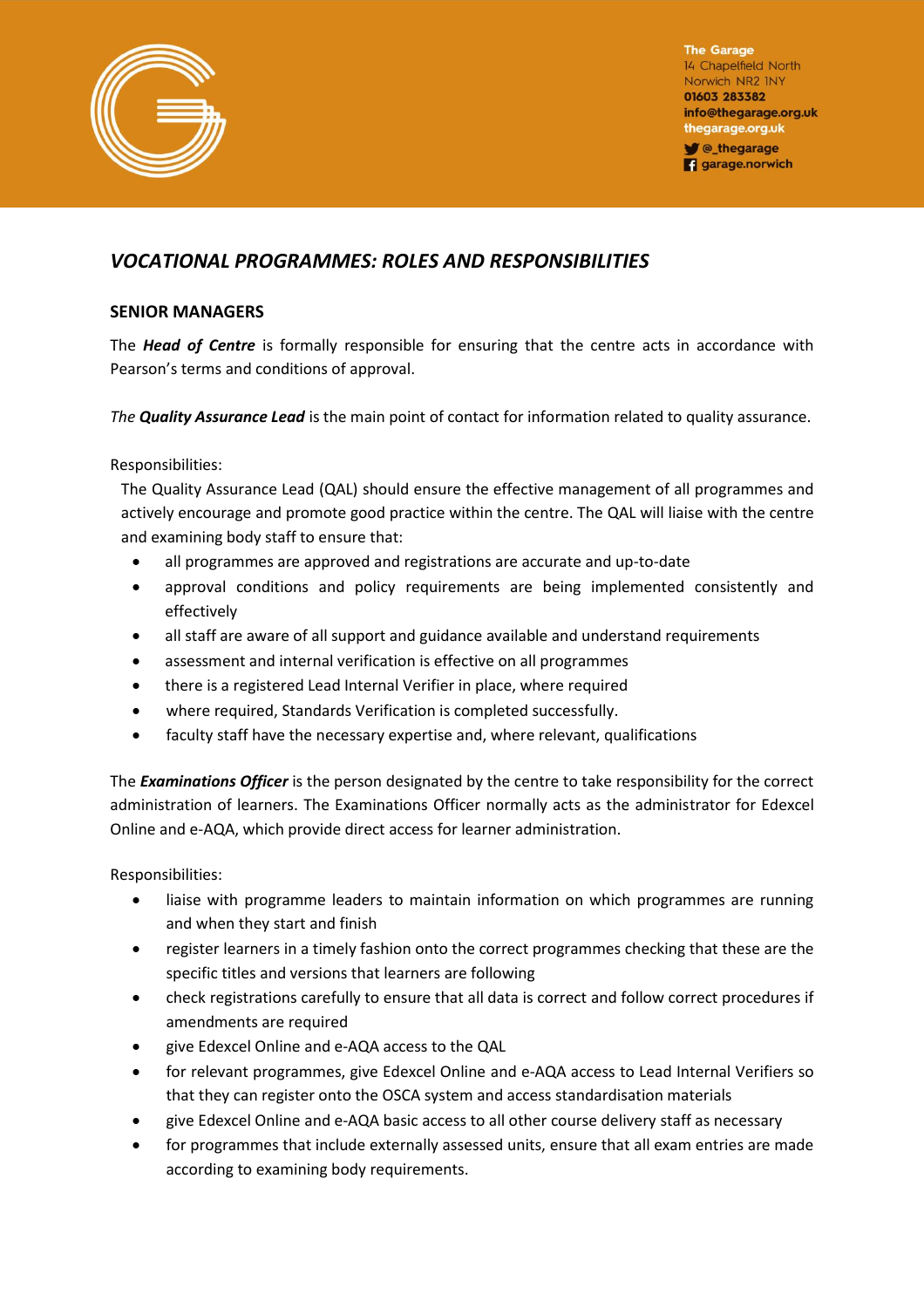The Garage
14 Chapelfield North
Norwich NR2 1NY
**01603 283382**
**info@thegarage.org.uk**
**thegarage.org.uk**
**@_thegarage**
**garage.norwich**

## *VOCATIONAL PROGRAMMES: ROLES AND RESPONSIBILITIES*

### SENIOR MANAGERS

The ***Head of Centre*** is formally responsible for ensuring that the centre acts in accordance with Pearson's terms and conditions of approval.

*The* ***Quality Assurance Lead*** is the main point of contact for information related to quality assurance.

Responsibilities:

The Quality Assurance Lead (QAL) should ensure the effective management of all programmes and actively encourage and promote good practice within the centre. The QAL will liaise with the centre and examining body staff to ensure that:

- all programmes are approved and registrations are accurate and up-to-date
- approval conditions and policy requirements are being implemented consistently and effectively
- all staff are aware of all support and guidance available and understand requirements
- assessment and internal verification is effective on all programmes
- there is a registered Lead Internal Verifier in place, where required
- where required, Standards Verification is completed successfully.
- faculty staff have the necessary expertise and, where relevant, qualifications

The ***Examinations Officer*** is the person designated by the centre to take responsibility for the correct administration of learners. The Examinations Officer normally acts as the administrator for Edexcel Online and e-AQA, which provide direct access for learner administration.

Responsibilities:

- liaise with programme leaders to maintain information on which programmes are running and when they start and finish
- register learners in a timely fashion onto the correct programmes checking that these are the specific titles and versions that learners are following
- check registrations carefully to ensure that all data is correct and follow correct procedures if amendments are required
- give Edexcel Online and e-AQA access to the QAL
- for relevant programmes, give Edexcel Online and e-AQA access to Lead Internal Verifiers so that they can register onto the OSCA system and access standardisation materials
- give Edexcel Online and e-AQA basic access to all other course delivery staff as necessary
- for programmes that include externally assessed units, ensure that all exam entries are made according to examining body requirements.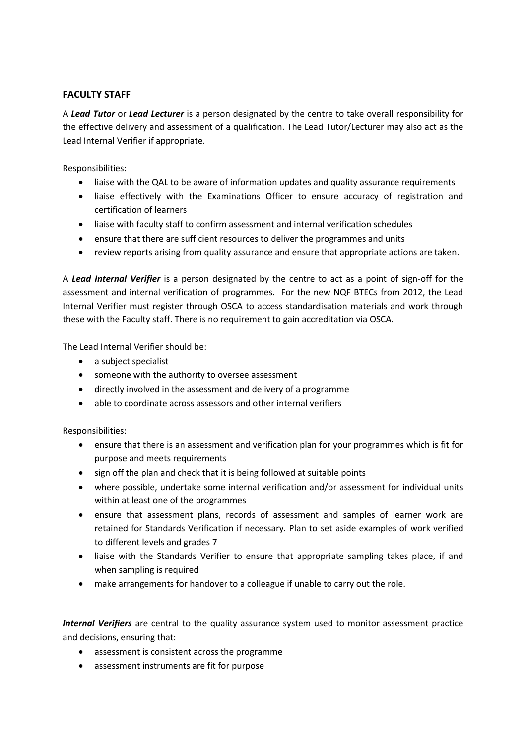## FACULTY STAFF

A ***Lead Tutor*** or ***Lead Lecturer*** is a person designated by the centre to take overall responsibility for the effective delivery and assessment of a qualification. The Lead Tutor/Lecturer may also act as the Lead Internal Verifier if appropriate.

Responsibilities:

- liaise with the QAL to be aware of information updates and quality assurance requirements
- liaise effectively with the Examinations Officer to ensure accuracy of registration and certification of learners
- liaise with faculty staff to confirm assessment and internal verification schedules
- ensure that there are sufficient resources to deliver the programmes and units
- review reports arising from quality assurance and ensure that appropriate actions are taken.

A ***Lead Internal Verifier*** is a person designated by the centre to act as a point of sign-off for the assessment and internal verification of programmes. For the new NQF BTECs from 2012, the Lead Internal Verifier must register through OSCA to access standardisation materials and work through these with the Faculty staff. There is no requirement to gain accreditation via OSCA.

The Lead Internal Verifier should be:

- a subject specialist
- someone with the authority to oversee assessment
- directly involved in the assessment and delivery of a programme
- able to coordinate across assessors and other internal verifiers

Responsibilities:

- ensure that there is an assessment and verification plan for your programmes which is fit for purpose and meets requirements
- sign off the plan and check that it is being followed at suitable points
- where possible, undertake some internal verification and/or assessment for individual units within at least one of the programmes
- ensure that assessment plans, records of assessment and samples of learner work are retained for Standards Verification if necessary. Plan to set aside examples of work verified to different levels and grades 7
- liaise with the Standards Verifier to ensure that appropriate sampling takes place, if and when sampling is required
- make arrangements for handover to a colleague if unable to carry out the role.

***Internal Verifiers*** are central to the quality assurance system used to monitor assessment practice and decisions, ensuring that:

- assessment is consistent across the programme
- assessment instruments are fit for purpose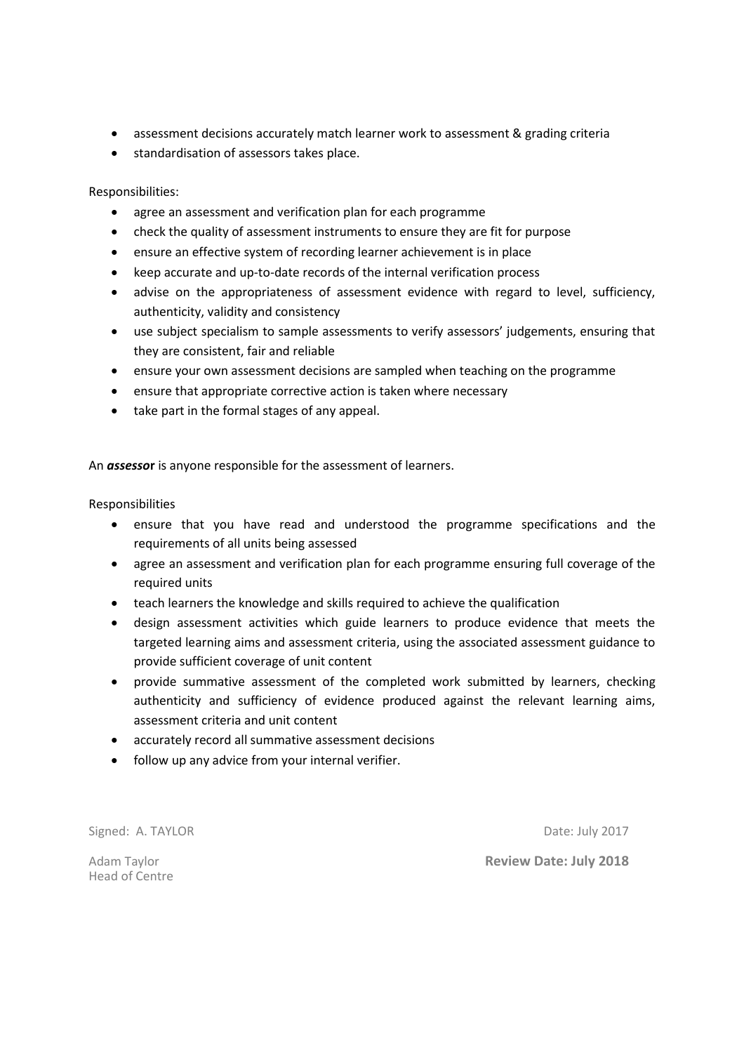- assessment decisions accurately match learner work to assessment & grading criteria
- standardisation of assessors takes place.

Responsibilities:

- agree an assessment and verification plan for each programme
- check the quality of assessment instruments to ensure they are fit for purpose
- ensure an effective system of recording learner achievement is in place
- keep accurate and up-to-date records of the internal verification process
- advise on the appropriateness of assessment evidence with regard to level, sufficiency, authenticity, validity and consistency
- use subject specialism to sample assessments to verify assessors' judgements, ensuring that they are consistent, fair and reliable
- ensure your own assessment decisions are sampled when teaching on the programme
- ensure that appropriate corrective action is taken where necessary
- take part in the formal stages of any appeal.

An ***assessor*** is anyone responsible for the assessment of learners.

Responsibilities

- ensure that you have read and understood the programme specifications and the requirements of all units being assessed
- agree an assessment and verification plan for each programme ensuring full coverage of the required units
- teach learners the knowledge and skills required to achieve the qualification
- design assessment activities which guide learners to produce evidence that meets the targeted learning aims and assessment criteria, using the associated assessment guidance to provide sufficient coverage of unit content
- provide summative assessment of the completed work submitted by learners, checking authenticity and sufficiency of evidence produced against the relevant learning aims, assessment criteria and unit content
- accurately record all summative assessment decisions
- follow up any advice from your internal verifier.

Signed: A. TAYLOR

Date: July 2017

Adam Taylor
Head of Centre

**Review Date: July 2018**